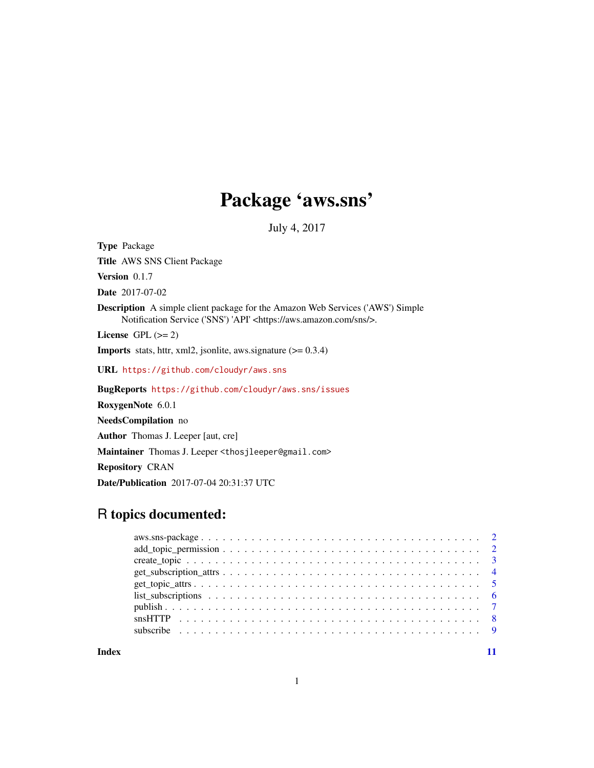# Package 'aws.sns'

July 4, 2017

**Type** Package

**Title** AWS SNS Client Package

**Version** 0.1.7

**Date** 2017-07-02

**Description** A simple client package for the Amazon Web Services ('AWS') Simple Notification Service ('SNS') 'API' <https://aws.amazon.com/sns/>.

**License** GPL (>= 2)

**Imports** stats, httr, xml2, jsonlite, aws.signature (>= 0.3.4)

**URL** https://github.com/cloudyr/aws.sns

**BugReports** https://github.com/cloudyr/aws.sns/issues

**RoxygenNote** 6.0.1

**NeedsCompilation** no

**Author** Thomas J. Leeper [aut, cre]

**Maintainer** Thomas J. Leeper <thosjleeper@gmail.com>

**Repository** CRAN

**Date/Publication** 2017-07-04 20:31:37 UTC

## R topics documented:

- aws.sns-package . . . . . . . . . . 2
- add_topic_permission . . . . . . . . . . 2
- create_topic . . . . . . . . . . 3
- get_subscription_attrs . . . . . . . . . . 4
- get_topic_attrs . . . . . . . . . . 5
- list_subscriptions . . . . . . . . . . 6
- publish . . . . . . . . . . 7
- snsHTTP . . . . . . . . . . 8
- subscribe . . . . . . . . . . 9

**Index** 11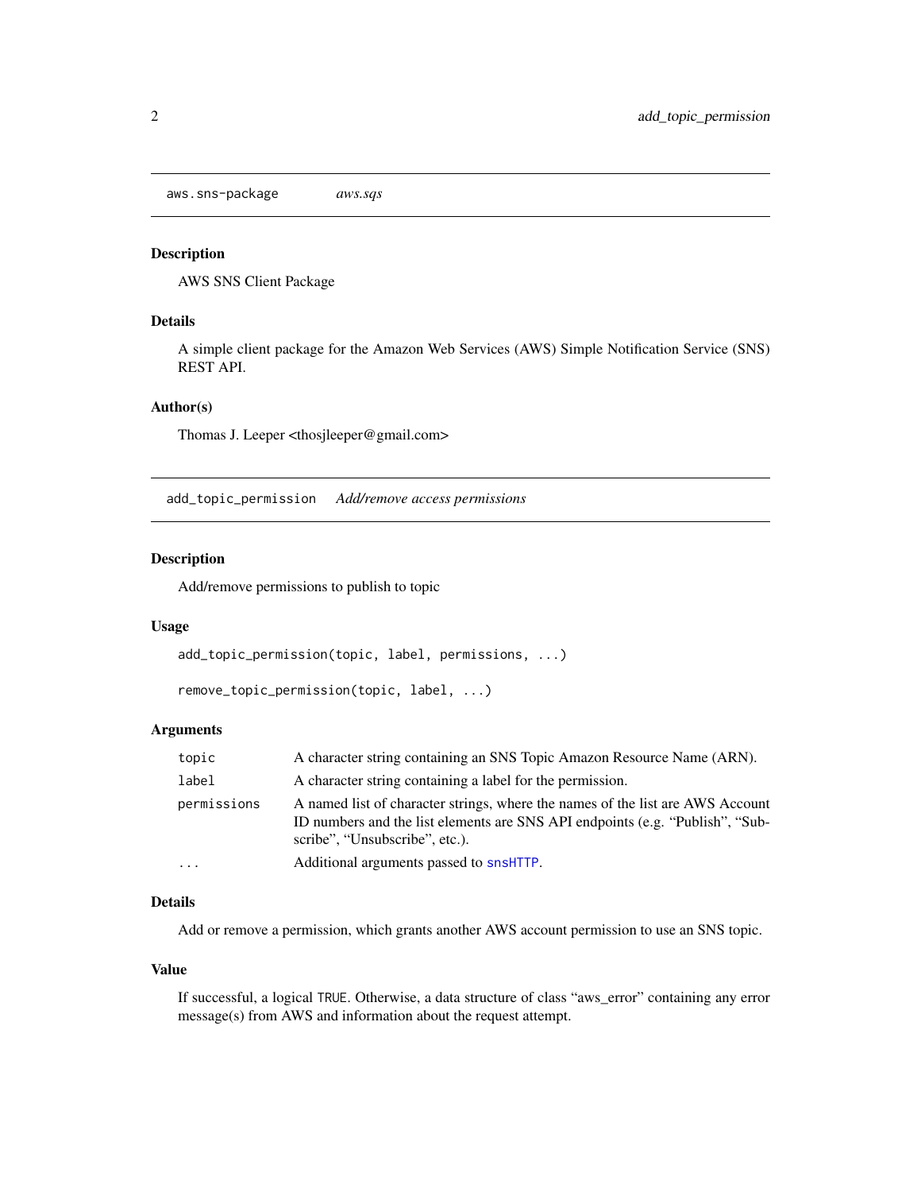## aws.sns-package *aws.sqs*

### Description

AWS SNS Client Package

### Details

A simple client package for the Amazon Web Services (AWS) Simple Notification Service (SNS) REST API.

### Author(s)

Thomas J. Leeper <thosjleeper@gmail.com>

## add_topic_permission *Add/remove access permissions*

### Description

Add/remove permissions to publish to topic

### Usage

```
add_topic_permission(topic, label, permissions, ...)

remove_topic_permission(topic, label, ...)
```

### Arguments

| | |
|---|---|
| topic | A character string containing an SNS Topic Amazon Resource Name (ARN). |
| label | A character string containing a label for the permission. |
| permissions | A named list of character strings, where the names of the list are AWS Account ID numbers and the list elements are SNS API endpoints (e.g. "Publish", "Subscribe", "Unsubscribe", etc.). |
| ... | Additional arguments passed to snsHTTP. |

### Details

Add or remove a permission, which grants another AWS account permission to use an SNS topic.

### Value

If successful, a logical TRUE. Otherwise, a data structure of class "aws_error" containing any error message(s) from AWS and information about the request attempt.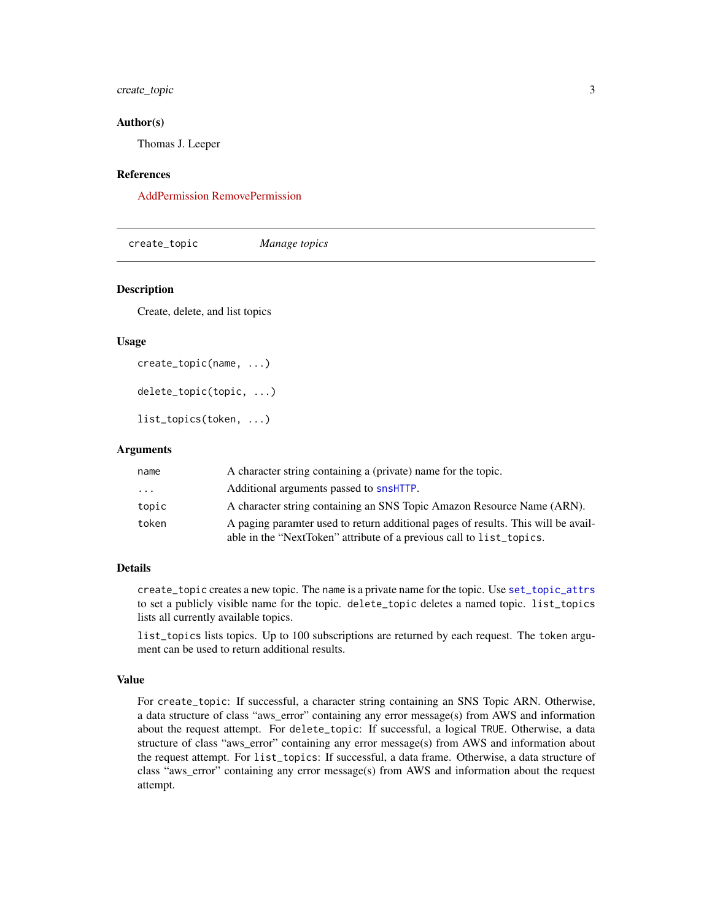### Author(s)

Thomas J. Leeper

### References

AddPermission RemovePermission

---

## create_topic — *Manage topics*

### Description

Create, delete, and list topics

### Usage

```
create_topic(name, ...)

delete_topic(topic, ...)

list_topics(token, ...)
```

### Arguments

| | |
|---|---|
| `name` | A character string containing a (private) name for the topic. |
| `...` | Additional arguments passed to `snsHTTP`. |
| `topic` | A character string containing an SNS Topic Amazon Resource Name (ARN). |
| `token` | A paging paramter used to return additional pages of results. This will be available in the "NextToken" attribute of a previous call to `list_topics`. |

### Details

`create_topic` creates a new topic. The `name` is a private name for the topic. Use `set_topic_attrs` to set a publicly visible name for the topic. `delete_topic` deletes a named topic. `list_topics` lists all currently available topics.

`list_topics` lists topics. Up to 100 subscriptions are returned by each request. The `token` argument can be used to return additional results.

### Value

For `create_topic`: If successful, a character string containing an SNS Topic ARN. Otherwise, a data structure of class "aws_error" containing any error message(s) from AWS and information about the request attempt. For `delete_topic`: If successful, a logical `TRUE`. Otherwise, a data structure of class "aws_error" containing any error message(s) from AWS and information about the request attempt. For `list_topics`: If successful, a data frame. Otherwise, a data structure of class "aws_error" containing any error message(s) from AWS and information about the request attempt.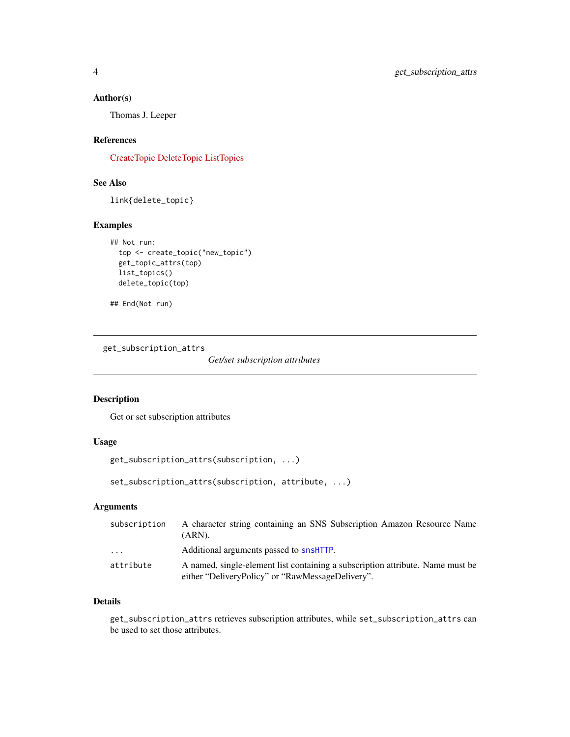### Author(s)

Thomas J. Leeper

### References

CreateTopic DeleteTopic ListTopics

### See Also

`link{delete_topic}`

### Examples

```
## Not run:
  top <- create_topic("new_topic")
  get_topic_attrs(top)
  list_topics()
  delete_topic(top)

## End(Not run)
```

---

## get_subscription_attrs

*Get/set subscription attributes*

---

### Description

Get or set subscription attributes

### Usage

```
get_subscription_attrs(subscription, ...)

set_subscription_attrs(subscription, attribute, ...)
```

### Arguments

| | |
|---|---|
| `subscription` | A character string containing an SNS Subscription Amazon Resource Name (ARN). |
| `...` | Additional arguments passed to `snsHTTP`. |
| `attribute` | A named, single-element list containing a subscription attribute. Name must be either "DeliveryPolicy" or "RawMessageDelivery". |

### Details

`get_subscription_attrs` retrieves subscription attributes, while `set_subscription_attrs` can be used to set those attributes.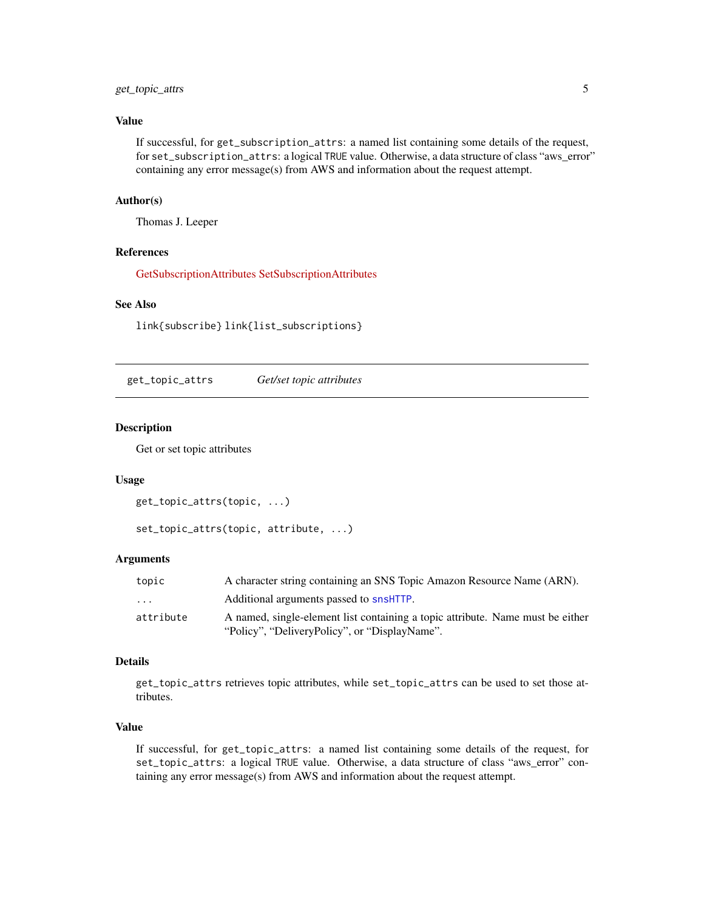### Value

If successful, for `get_subscription_attrs`: a named list containing some details of the request, for `set_subscription_attrs`: a logical `TRUE` value. Otherwise, a data structure of class “aws_error” containing any error message(s) from AWS and information about the request attempt.

### Author(s)

Thomas J. Leeper

### References

GetSubscriptionAttributes SetSubscriptionAttributes

### See Also

`link{subscribe}` `link{list_subscriptions}`

---

## get_topic_attrs *Get/set topic attributes*

---

### Description

Get or set topic attributes

### Usage

```
get_topic_attrs(topic, ...)

set_topic_attrs(topic, attribute, ...)
```

### Arguments

| | |
|---|---|
| `topic` | A character string containing an SNS Topic Amazon Resource Name (ARN). |
| `...` | Additional arguments passed to `snsHTTP`. |
| `attribute` | A named, single-element list containing a topic attribute. Name must be either “Policy”, “DeliveryPolicy”, or “DisplayName”. |

### Details

`get_topic_attrs` retrieves topic attributes, while `set_topic_attrs` can be used to set those attributes.

### Value

If successful, for `get_topic_attrs`: a named list containing some details of the request, for `set_topic_attrs`: a logical `TRUE` value. Otherwise, a data structure of class “aws_error” containing any error message(s) from AWS and information about the request attempt.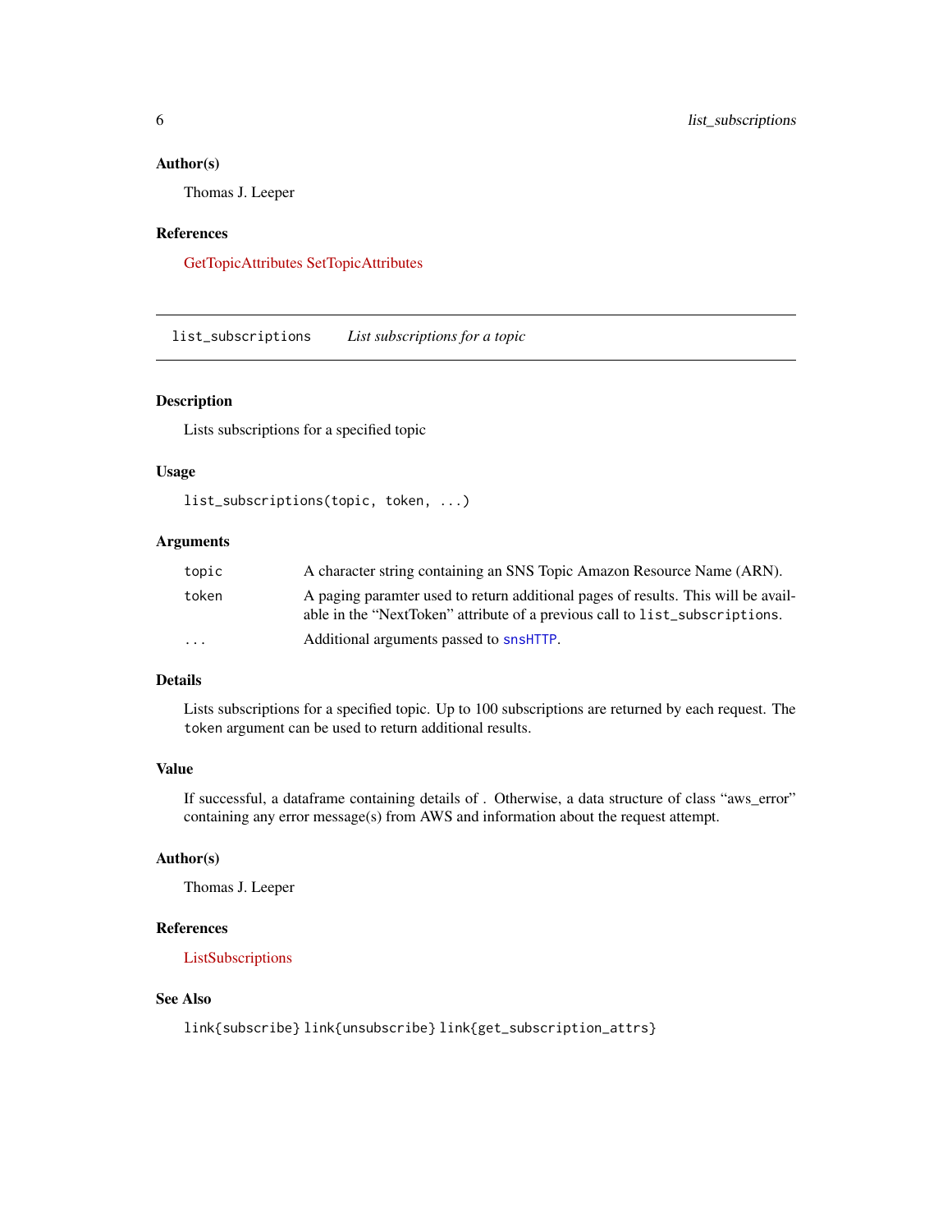### Author(s)

Thomas J. Leeper

### References

GetTopicAttributes SetTopicAttributes

---

## list_subscriptions — *List subscriptions for a topic*

### Description

Lists subscriptions for a specified topic

### Usage

```
list_subscriptions(topic, token, ...)
```

### Arguments

| | |
|---|---|
| `topic` | A character string containing an SNS Topic Amazon Resource Name (ARN). |
| `token` | A paging paramter used to return additional pages of results. This will be available in the "NextToken" attribute of a previous call to `list_subscriptions`. |
| `...` | Additional arguments passed to `snsHTTP`. |

### Details

Lists subscriptions for a specified topic. Up to 100 subscriptions are returned by each request. The `token` argument can be used to return additional results.

### Value

If successful, a dataframe containing details of . Otherwise, a data structure of class "aws_error" containing any error message(s) from AWS and information about the request attempt.

### Author(s)

Thomas J. Leeper

### References

ListSubscriptions

### See Also

`link{subscribe}` `link{unsubscribe}` `link{get_subscription_attrs}`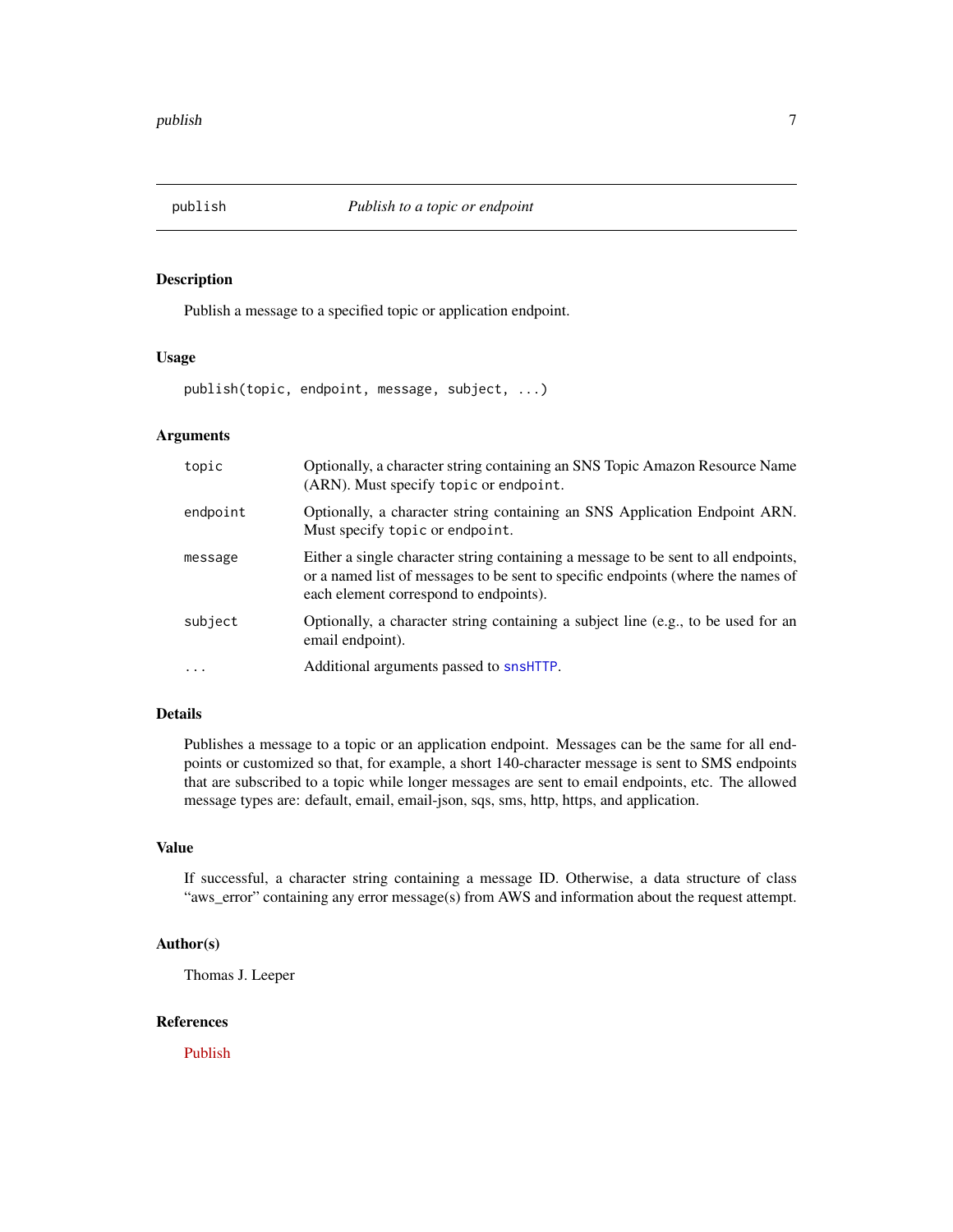## publish — *Publish to a topic or endpoint*

### Description

Publish a message to a specified topic or application endpoint.

### Usage

```
publish(topic, endpoint, message, subject, ...)
```

### Arguments

| | |
|---|---|
| `topic` | Optionally, a character string containing an SNS Topic Amazon Resource Name (ARN). Must specify `topic` or `endpoint`. |
| `endpoint` | Optionally, a character string containing an SNS Application Endpoint ARN. Must specify `topic` or `endpoint`. |
| `message` | Either a single character string containing a message to be sent to all endpoints, or a named list of messages to be sent to specific endpoints (where the names of each element correspond to endpoints). |
| `subject` | Optionally, a character string containing a subject line (e.g., to be used for an email endpoint). |
| `...` | Additional arguments passed to `snsHTTP`. |

### Details

Publishes a message to a topic or an application endpoint. Messages can be the same for all endpoints or customized so that, for example, a short 140-character message is sent to SMS endpoints that are subscribed to a topic while longer messages are sent to email endpoints, etc. The allowed message types are: default, email, email-json, sqs, sms, http, https, and application.

### Value

If successful, a character string containing a message ID. Otherwise, a data structure of class "aws_error" containing any error message(s) from AWS and information about the request attempt.

### Author(s)

Thomas J. Leeper

### References

Publish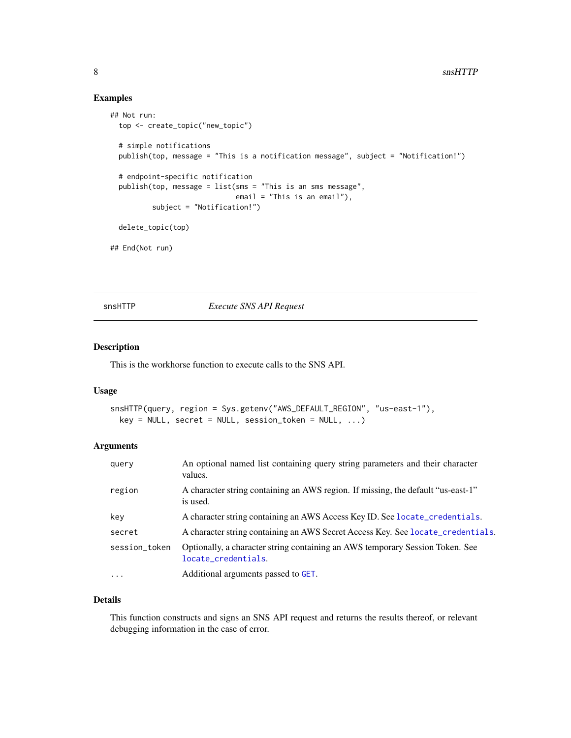## Examples

```
## Not run:
  top <- create_topic("new_topic")

  # simple notifications
  publish(top, message = "This is a notification message", subject = "Notification!")

  # endpoint-specific notification
  publish(top, message = list(sms = "This is an sms message",
                              email = "This is an email"),
          subject = "Notification!")

  delete_topic(top)

## End(Not run)
```

---

# snsHTTP *Execute SNS API Request*

---

## Description

This is the workhorse function to execute calls to the SNS API.

## Usage

```
snsHTTP(query, region = Sys.getenv("AWS_DEFAULT_REGION", "us-east-1"),
  key = NULL, secret = NULL, session_token = NULL, ...)
```

## Arguments

| | |
|---|---|
| `query` | An optional named list containing query string parameters and their character values. |
| `region` | A character string containing an AWS region. If missing, the default "us-east-1" is used. |
| `key` | A character string containing an AWS Access Key ID. See `locate_credentials`. |
| `secret` | A character string containing an AWS Secret Access Key. See `locate_credentials`. |
| `session_token` | Optionally, a character string containing an AWS temporary Session Token. See `locate_credentials`. |
| `...` | Additional arguments passed to `GET`. |

## Details

This function constructs and signs an SNS API request and returns the results thereof, or relevant debugging information in the case of error.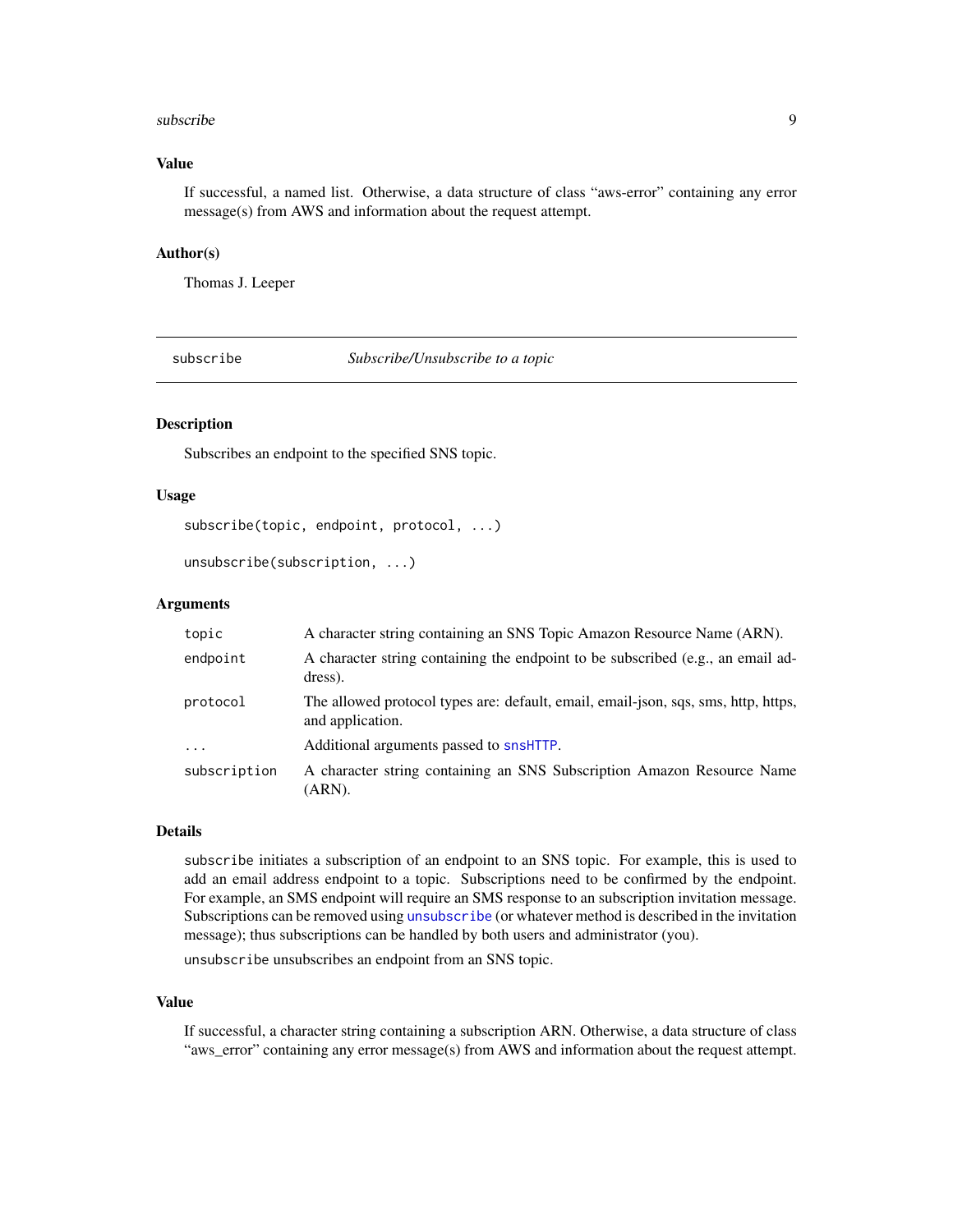### Value

If successful, a named list. Otherwise, a data structure of class “aws-error” containing any error message(s) from AWS and information about the request attempt.

### Author(s)

Thomas J. Leeper

---

## subscribe — *Subscribe/Unsubscribe to a topic*

---

### Description

Subscribes an endpoint to the specified SNS topic.

### Usage

```
subscribe(topic, endpoint, protocol, ...)

unsubscribe(subscription, ...)
```

### Arguments

| | |
|---|---|
| `topic` | A character string containing an SNS Topic Amazon Resource Name (ARN). |
| `endpoint` | A character string containing the endpoint to be subscribed (e.g., an email address). |
| `protocol` | The allowed protocol types are: default, email, email-json, sqs, sms, http, https, and application. |
| `...` | Additional arguments passed to `snsHTTP`. |
| `subscription` | A character string containing an SNS Subscription Amazon Resource Name (ARN). |

### Details

`subscribe` initiates a subscription of an endpoint to an SNS topic. For example, this is used to add an email address endpoint to a topic. Subscriptions need to be confirmed by the endpoint. For example, an SMS endpoint will require an SMS response to an subscription invitation message. Subscriptions can be removed using `unsubscribe` (or whatever method is described in the invitation message); thus subscriptions can be handled by both users and administrator (you).

`unsubscribe` unsubscribes an endpoint from an SNS topic.

### Value

If successful, a character string containing a subscription ARN. Otherwise, a data structure of class “aws_error” containing any error message(s) from AWS and information about the request attempt.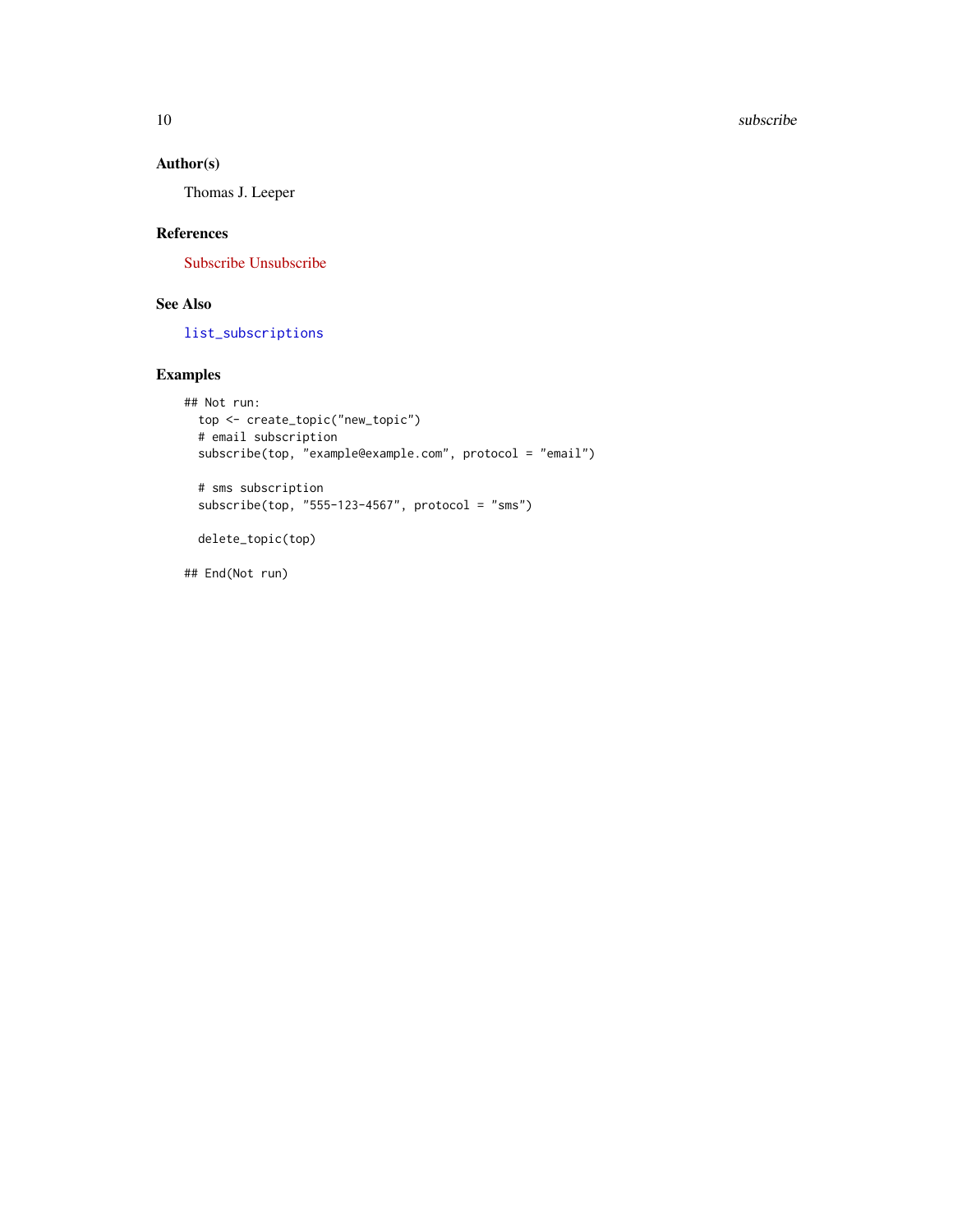### Author(s)

Thomas J. Leeper

### References

Subscribe Unsubscribe

### See Also

list_subscriptions

### Examples

```
## Not run:
  top <- create_topic("new_topic")
  # email subscription
  subscribe(top, "example@example.com", protocol = "email")

  # sms subscription
  subscribe(top, "555-123-4567", protocol = "sms")

  delete_topic(top)

## End(Not run)
```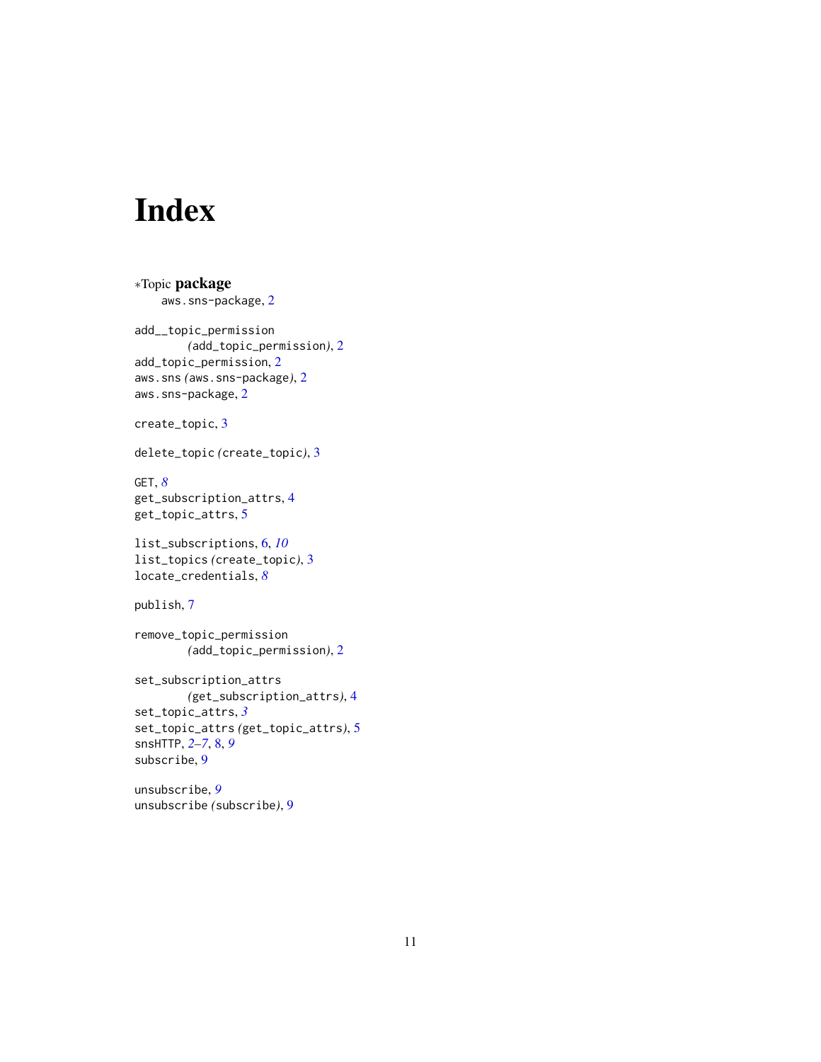# Index

∗Topic **package**
    aws.sns-package, 2

add__topic_permission
    (add_topic_permission), 2
add_topic_permission, 2
aws.sns (aws.sns-package), 2
aws.sns-package, 2

create_topic, 3

delete_topic (create_topic), 3

GET, *8*
get_subscription_attrs, 4
get_topic_attrs, 5

list_subscriptions, 6, *10*
list_topics (create_topic), 3
locate_credentials, *8*

publish, 7

remove_topic_permission
    (add_topic_permission), 2

set_subscription_attrs
    (get_subscription_attrs), 4
set_topic_attrs, *3*
set_topic_attrs (get_topic_attrs), 5
snsHTTP, *2–7*, 8, *9*
subscribe, 9

unsubscribe, *9*
unsubscribe (subscribe), 9